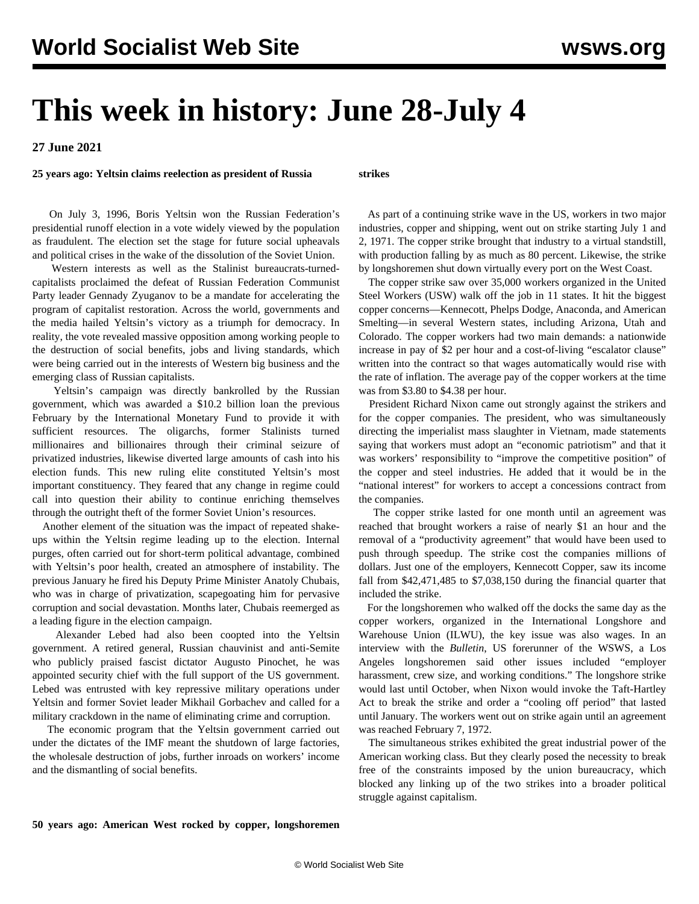# This week in history: June 28-July 4

**27 June 2021**

**25 years ago: Yeltsin claims reelection as president of Russia**

On July 3, 1996, Boris Yeltsin won the Russian Federation's presidential runoff election in a vote widely viewed by the population as fraudulent. The election set the stage for future social upheavals and political crises in the wake of the dissolution of the Soviet Union.

Western interests as well as the Stalinist bureaucrats-turned-capitalists proclaimed the defeat of Russian Federation Communist Party leader Gennady Zyuganov to be a mandate for accelerating the program of capitalist restoration. Across the world, governments and the media hailed Yeltsin's victory as a triumph for democracy. In reality, the vote revealed massive opposition among working people to the destruction of social benefits, jobs and living standards, which were being carried out in the interests of Western big business and the emerging class of Russian capitalists.

Yeltsin's campaign was directly bankrolled by the Russian government, which was awarded a $10.2 billion loan the previous February by the International Monetary Fund to provide it with sufficient resources. The oligarchs, former Stalinists turned millionaires and billionaires through their criminal seizure of privatized industries, likewise diverted large amounts of cash into his election funds. This new ruling elite constituted Yeltsin's most important constituency. They feared that any change in regime could call into question their ability to continue enriching themselves through the outright theft of the former Soviet Union's resources.

Another element of the situation was the impact of repeated shake-ups within the Yeltsin regime leading up to the election. Internal purges, often carried out for short-term political advantage, combined with Yeltsin's poor health, created an atmosphere of instability. The previous January he fired his Deputy Prime Minister Anatoly Chubais, who was in charge of privatization, scapegoating him for pervasive corruption and social devastation. Months later, Chubais reemerged as a leading figure in the election campaign.

Alexander Lebed had also been coopted into the Yeltsin government. A retired general, Russian chauvinist and anti-Semite who publicly praised fascist dictator Augusto Pinochet, he was appointed security chief with the full support of the US government. Lebed was entrusted with key repressive military operations under Yeltsin and former Soviet leader Mikhail Gorbachev and called for a military crackdown in the name of eliminating crime and corruption.

The economic program that the Yeltsin government carried out under the dictates of the IMF meant the shutdown of large factories, the wholesale destruction of jobs, further inroads on workers' income and the dismantling of social benefits.

**50 years ago: American West rocked by copper, longshoremen strikes**

As part of a continuing strike wave in the US, workers in two major industries, copper and shipping, went out on strike starting July 1 and 2, 1971. The copper strike brought that industry to a virtual standstill, with production falling by as much as 80 percent. Likewise, the strike by longshoremen shut down virtually every port on the West Coast.

The copper strike saw over 35,000 workers organized in the United Steel Workers (USW) walk off the job in 11 states. It hit the biggest copper concerns—Kennecott, Phelps Dodge, Anaconda, and American Smelting—in several Western states, including Arizona, Utah and Colorado. The copper workers had two main demands: a nationwide increase in pay of $2 per hour and a cost-of-living "escalator clause" written into the contract so that wages automatically would rise with the rate of inflation. The average pay of the copper workers at the time was from $3.80 to $4.38 per hour.

President Richard Nixon came out strongly against the strikers and for the copper companies. The president, who was simultaneously directing the imperialist mass slaughter in Vietnam, made statements saying that workers must adopt an "economic patriotism" and that it was workers' responsibility to "improve the competitive position" of the copper and steel industries. He added that it would be in the "national interest" for workers to accept a concessions contract from the companies.

The copper strike lasted for one month until an agreement was reached that brought workers a raise of nearly $1 an hour and the removal of a "productivity agreement" that would have been used to push through speedup. The strike cost the companies millions of dollars. Just one of the employers, Kennecott Copper, saw its income fall from $42,471,485 to $7,038,150 during the financial quarter that included the strike.

For the longshoremen who walked off the docks the same day as the copper workers, organized in the International Longshore and Warehouse Union (ILWU), the key issue was also wages. In an interview with the *Bulletin*, US forerunner of the WSWS, a Los Angeles longshoremen said other issues included "employer harassment, crew size, and working conditions." The longshore strike would last until October, when Nixon would invoke the Taft-Hartley Act to break the strike and order a "cooling off period" that lasted until January. The workers went out on strike again until an agreement was reached February 7, 1972.

The simultaneous strikes exhibited the great industrial power of the American working class. But they clearly posed the necessity to break free of the constraints imposed by the union bureaucracy, which blocked any linking up of the two strikes into a broader political struggle against capitalism.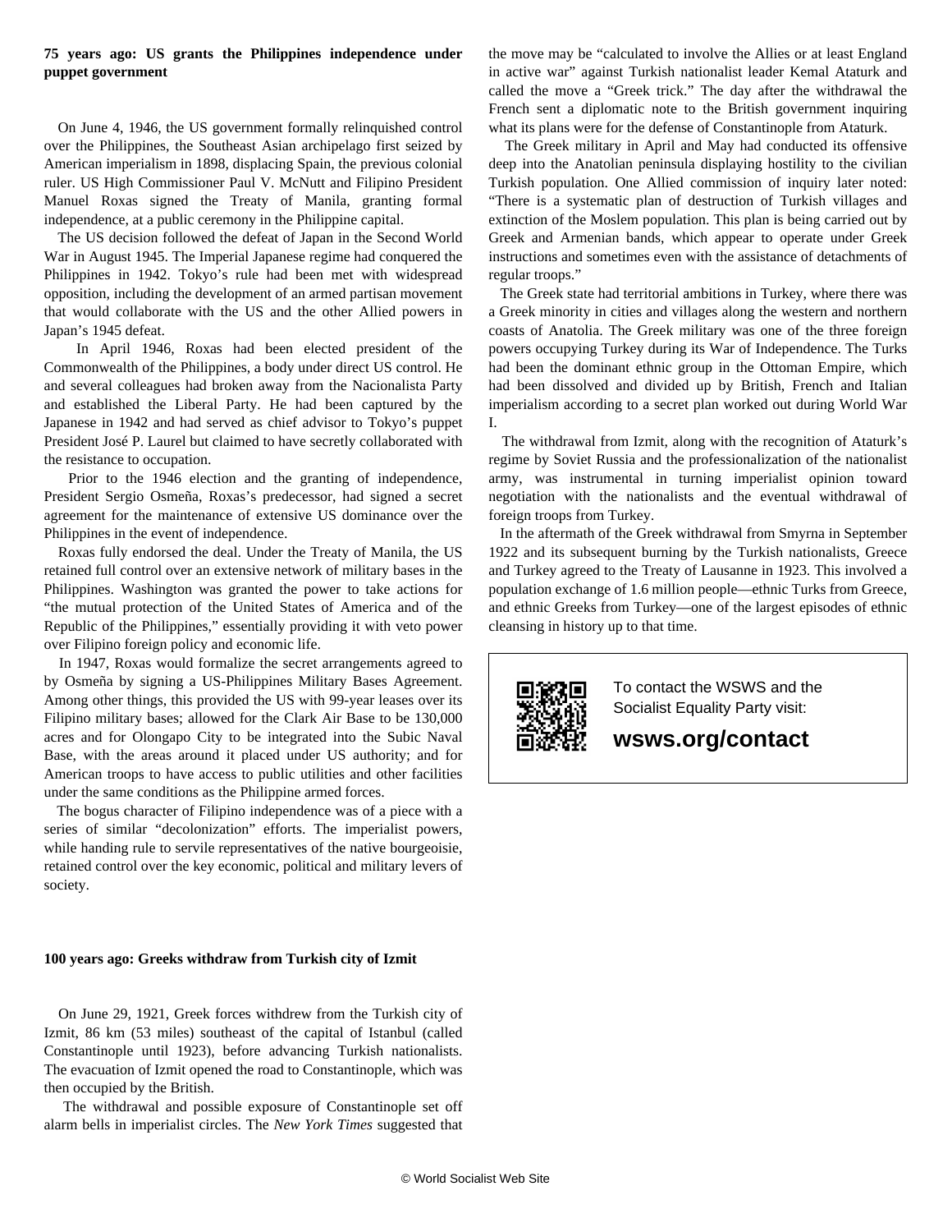**75 years ago: US grants the Philippines independence under puppet government**

On June 4, 1946, the US government formally relinquished control over the Philippines, the Southeast Asian archipelago first seized by American imperialism in 1898, displacing Spain, the previous colonial ruler. US High Commissioner Paul V. McNutt and Filipino President Manuel Roxas signed the Treaty of Manila, granting formal independence, at a public ceremony in the Philippine capital.

The US decision followed the defeat of Japan in the Second World War in August 1945. The Imperial Japanese regime had conquered the Philippines in 1942. Tokyo's rule had been met with widespread opposition, including the development of an armed partisan movement that would collaborate with the US and the other Allied powers in Japan's 1945 defeat.

In April 1946, Roxas had been elected president of the Commonwealth of the Philippines, a body under direct US control. He and several colleagues had broken away from the Nacionalista Party and established the Liberal Party. He had been captured by the Japanese in 1942 and had served as chief advisor to Tokyo's puppet President José P. Laurel but claimed to have secretly collaborated with the resistance to occupation.

Prior to the 1946 election and the granting of independence, President Sergio Osmeña, Roxas's predecessor, had signed a secret agreement for the maintenance of extensive US dominance over the Philippines in the event of independence.

Roxas fully endorsed the deal. Under the Treaty of Manila, the US retained full control over an extensive network of military bases in the Philippines. Washington was granted the power to take actions for "the mutual protection of the United States of America and of the Republic of the Philippines," essentially providing it with veto power over Filipino foreign policy and economic life.

In 1947, Roxas would formalize the secret arrangements agreed to by Osmeña by signing a US-Philippines Military Bases Agreement. Among other things, this provided the US with 99-year leases over its Filipino military bases; allowed for the Clark Air Base to be 130,000 acres and for Olongapo City to be integrated into the Subic Naval Base, with the areas around it placed under US authority; and for American troops to have access to public utilities and other facilities under the same conditions as the Philippine armed forces.

The bogus character of Filipino independence was of a piece with a series of similar "decolonization" efforts. The imperialist powers, while handing rule to servile representatives of the native bourgeoisie, retained control over the key economic, political and military levers of society.

**100 years ago: Greeks withdraw from Turkish city of Izmit**

On June 29, 1921, Greek forces withdrew from the Turkish city of Izmit, 86 km (53 miles) southeast of the capital of Istanbul (called Constantinople until 1923), before advancing Turkish nationalists. The evacuation of Izmit opened the road to Constantinople, which was then occupied by the British.

The withdrawal and possible exposure of Constantinople set off alarm bells in imperialist circles. The *New York Times* suggested that the move may be "calculated to involve the Allies or at least England in active war" against Turkish nationalist leader Kemal Ataturk and called the move a "Greek trick." The day after the withdrawal the French sent a diplomatic note to the British government inquiring what its plans were for the defense of Constantinople from Ataturk.

The Greek military in April and May had conducted its offensive deep into the Anatolian peninsula displaying hostility to the civilian Turkish population. One Allied commission of inquiry later noted: "There is a systematic plan of destruction of Turkish villages and extinction of the Moslem population. This plan is being carried out by Greek and Armenian bands, which appear to operate under Greek instructions and sometimes even with the assistance of detachments of regular troops."

The Greek state had territorial ambitions in Turkey, where there was a Greek minority in cities and villages along the western and northern coasts of Anatolia. The Greek military was one of the three foreign powers occupying Turkey during its War of Independence. The Turks had been the dominant ethnic group in the Ottoman Empire, which had been dissolved and divided up by British, French and Italian imperialism according to a secret plan worked out during World War I.

The withdrawal from Izmit, along with the recognition of Ataturk's regime by Soviet Russia and the professionalization of the nationalist army, was instrumental in turning imperialist opinion toward negotiation with the nationalists and the eventual withdrawal of foreign troops from Turkey.

In the aftermath of the Greek withdrawal from Smyrna in September 1922 and its subsequent burning by the Turkish nationalists, Greece and Turkey agreed to the Treaty of Lausanne in 1923. This involved a population exchange of 1.6 million people—ethnic Turks from Greece, and ethnic Greeks from Turkey—one of the largest episodes of ethnic cleansing in history up to that time.

To contact the WSWS and the Socialist Equality Party visit:

**wsws.org/contact**